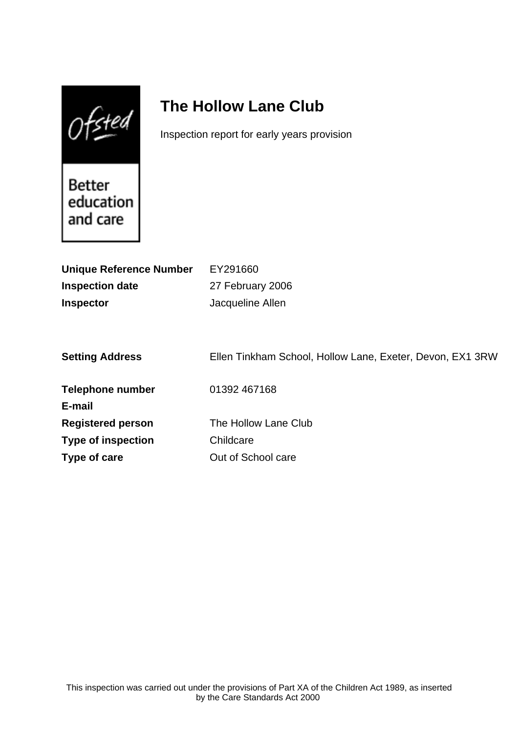# The Hollow Lane Club

Inspection report for early years provision

| | |
|---|---|
| **Unique Reference Number** | EY291660 |
| **Inspection date** | 27 February 2006 |
| **Inspector** | Jacqueline Allen |
| | |
| **Setting Address** | Ellen Tinkham School, Hollow Lane, Exeter, Devon, EX1 3RW |
| | |
| **Telephone number** | 01392 467168 |
| **E-mail** | |
| **Registered person** | The Hollow Lane Club |
| **Type of inspection** | Childcare |
| **Type of care** | Out of School care |

This inspection was carried out under the provisions of Part XA of the Children Act 1989, as inserted by the Care Standards Act 2000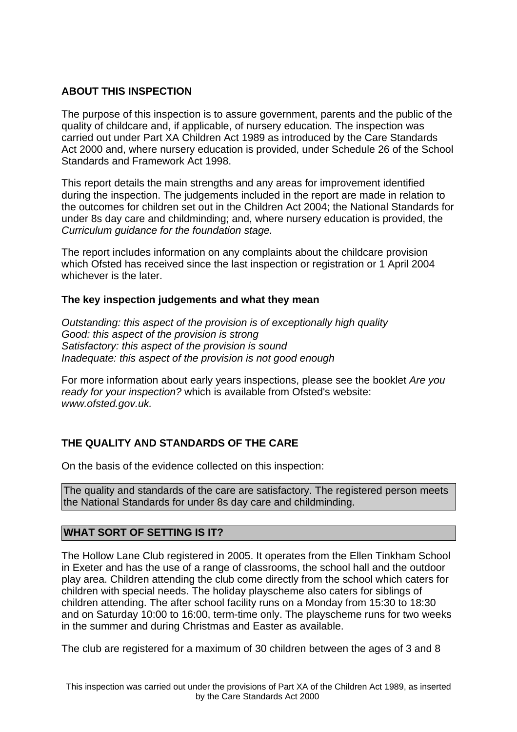## ABOUT THIS INSPECTION

The purpose of this inspection is to assure government, parents and the public of the quality of childcare and, if applicable, of nursery education. The inspection was carried out under Part XA Children Act 1989 as introduced by the Care Standards Act 2000 and, where nursery education is provided, under Schedule 26 of the School Standards and Framework Act 1998.

This report details the main strengths and any areas for improvement identified during the inspection. The judgements included in the report are made in relation to the outcomes for children set out in the Children Act 2004; the National Standards for under 8s day care and childminding; and, where nursery education is provided, the *Curriculum guidance for the foundation stage.*

The report includes information on any complaints about the childcare provision which Ofsted has received since the last inspection or registration or 1 April 2004 whichever is the later.

### The key inspection judgements and what they mean

*Outstanding: this aspect of the provision is of exceptionally high quality*
*Good: this aspect of the provision is strong*
*Satisfactory: this aspect of the provision is sound*
*Inadequate: this aspect of the provision is not good enough*

For more information about early years inspections, please see the booklet *Are you ready for your inspection?* which is available from Ofsted's website: *www.ofsted.gov.uk.*

## THE QUALITY AND STANDARDS OF THE CARE

On the basis of the evidence collected on this inspection:

The quality and standards of the care are satisfactory. The registered person meets the National Standards for under 8s day care and childminding.

## WHAT SORT OF SETTING IS IT?

The Hollow Lane Club registered in 2005. It operates from the Ellen Tinkham School in Exeter and has the use of a range of classrooms, the school hall and the outdoor play area. Children attending the club come directly from the school which caters for children with special needs. The holiday playscheme also caters for siblings of children attending. The after school facility runs on a Monday from 15:30 to 18:30 and on Saturday 10:00 to 16:00, term-time only. The playscheme runs for two weeks in the summer and during Christmas and Easter as available.

The club are registered for a maximum of 30 children between the ages of 3 and 8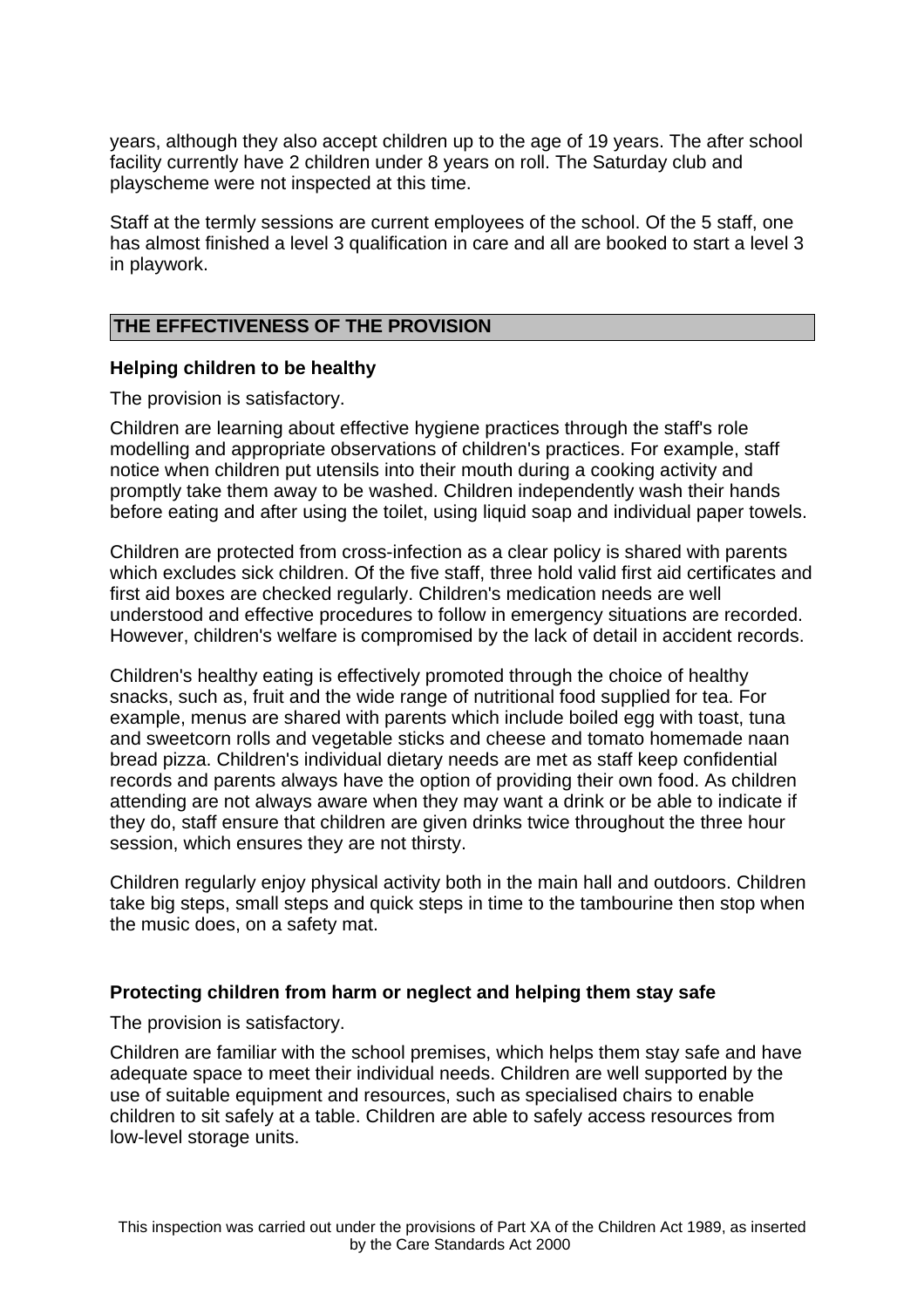years, although they also accept children up to the age of 19 years. The after school facility currently have 2 children under 8 years on roll. The Saturday club and playscheme were not inspected at this time.

Staff at the termly sessions are current employees of the school. Of the 5 staff, one has almost finished a level 3 qualification in care and all are booked to start a level 3 in playwork.

## THE EFFECTIVENESS OF THE PROVISION

### Helping children to be healthy

The provision is satisfactory.

Children are learning about effective hygiene practices through the staff's role modelling and appropriate observations of children's practices. For example, staff notice when children put utensils into their mouth during a cooking activity and promptly take them away to be washed. Children independently wash their hands before eating and after using the toilet, using liquid soap and individual paper towels.

Children are protected from cross-infection as a clear policy is shared with parents which excludes sick children. Of the five staff, three hold valid first aid certificates and first aid boxes are checked regularly. Children's medication needs are well understood and effective procedures to follow in emergency situations are recorded. However, children's welfare is compromised by the lack of detail in accident records.

Children's healthy eating is effectively promoted through the choice of healthy snacks, such as, fruit and the wide range of nutritional food supplied for tea. For example, menus are shared with parents which include boiled egg with toast, tuna and sweetcorn rolls and vegetable sticks and cheese and tomato homemade naan bread pizza. Children's individual dietary needs are met as staff keep confidential records and parents always have the option of providing their own food. As children attending are not always aware when they may want a drink or be able to indicate if they do, staff ensure that children are given drinks twice throughout the three hour session, which ensures they are not thirsty.

Children regularly enjoy physical activity both in the main hall and outdoors. Children take big steps, small steps and quick steps in time to the tambourine then stop when the music does, on a safety mat.

### Protecting children from harm or neglect and helping them stay safe

The provision is satisfactory.

Children are familiar with the school premises, which helps them stay safe and have adequate space to meet their individual needs. Children are well supported by the use of suitable equipment and resources, such as specialised chairs to enable children to sit safely at a table. Children are able to safely access resources from low-level storage units.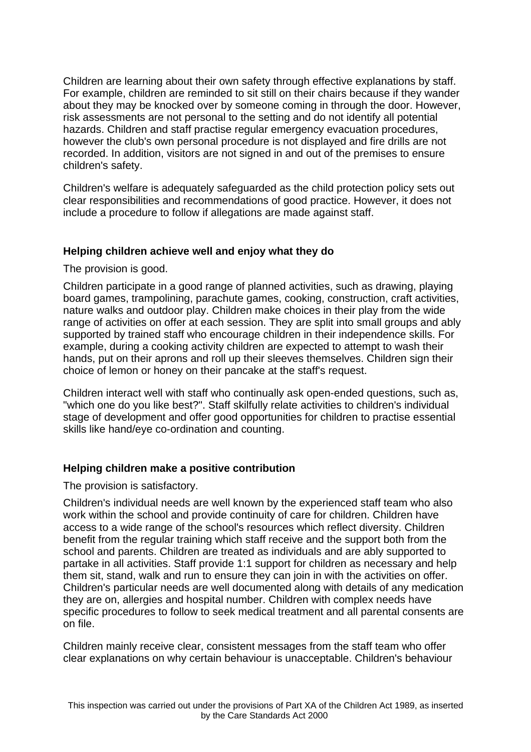Children are learning about their own safety through effective explanations by staff. For example, children are reminded to sit still on their chairs because if they wander about they may be knocked over by someone coming in through the door. However, risk assessments are not personal to the setting and do not identify all potential hazards. Children and staff practise regular emergency evacuation procedures, however the club's own personal procedure is not displayed and fire drills are not recorded. In addition, visitors are not signed in and out of the premises to ensure children's safety.

Children's welfare is adequately safeguarded as the child protection policy sets out clear responsibilities and recommendations of good practice. However, it does not include a procedure to follow if allegations are made against staff.

### Helping children achieve well and enjoy what they do

The provision is good.

Children participate in a good range of planned activities, such as drawing, playing board games, trampolining, parachute games, cooking, construction, craft activities, nature walks and outdoor play. Children make choices in their play from the wide range of activities on offer at each session. They are split into small groups and ably supported by trained staff who encourage children in their independence skills. For example, during a cooking activity children are expected to attempt to wash their hands, put on their aprons and roll up their sleeves themselves. Children sign their choice of lemon or honey on their pancake at the staff's request.

Children interact well with staff who continually ask open-ended questions, such as, "which one do you like best?". Staff skilfully relate activities to children's individual stage of development and offer good opportunities for children to practise essential skills like hand/eye co-ordination and counting.

### Helping children make a positive contribution

The provision is satisfactory.

Children's individual needs are well known by the experienced staff team who also work within the school and provide continuity of care for children. Children have access to a wide range of the school's resources which reflect diversity. Children benefit from the regular training which staff receive and the support both from the school and parents. Children are treated as individuals and are ably supported to partake in all activities. Staff provide 1:1 support for children as necessary and help them sit, stand, walk and run to ensure they can join in with the activities on offer. Children's particular needs are well documented along with details of any medication they are on, allergies and hospital number. Children with complex needs have specific procedures to follow to seek medical treatment and all parental consents are on file.

Children mainly receive clear, consistent messages from the staff team who offer clear explanations on why certain behaviour is unacceptable. Children's behaviour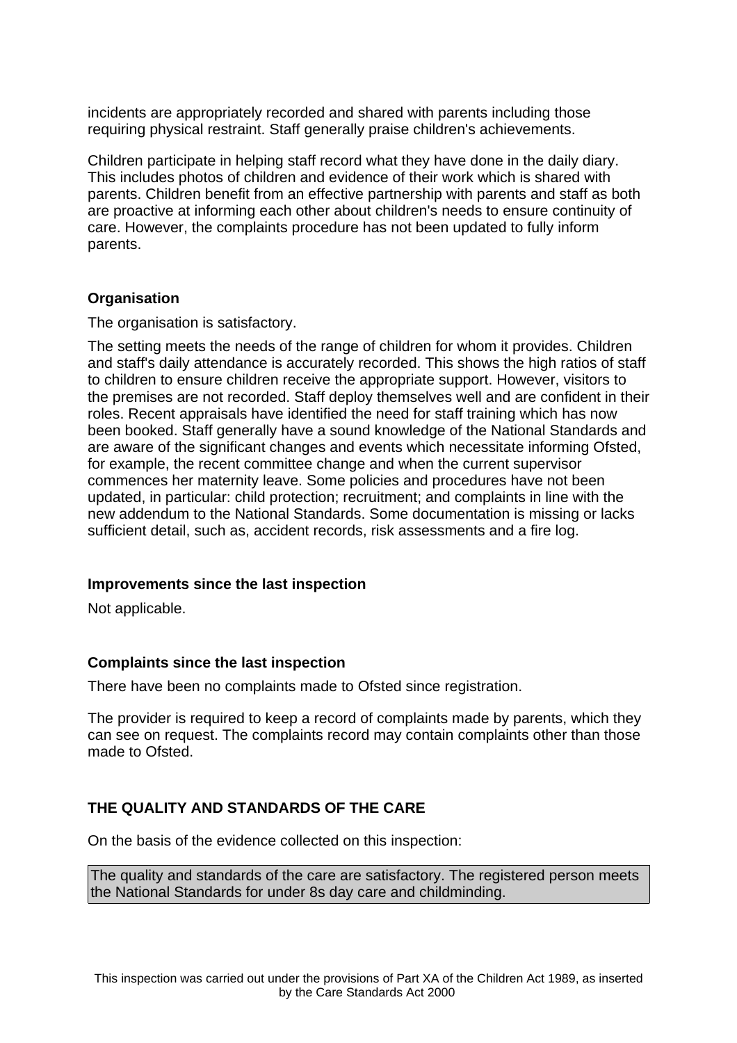incidents are appropriately recorded and shared with parents including those requiring physical restraint. Staff generally praise children's achievements.

Children participate in helping staff record what they have done in the daily diary. This includes photos of children and evidence of their work which is shared with parents. Children benefit from an effective partnership with parents and staff as both are proactive at informing each other about children's needs to ensure continuity of care. However, the complaints procedure has not been updated to fully inform parents.

**Organisation**

The organisation is satisfactory.

The setting meets the needs of the range of children for whom it provides. Children and staff's daily attendance is accurately recorded. This shows the high ratios of staff to children to ensure children receive the appropriate support. However, visitors to the premises are not recorded. Staff deploy themselves well and are confident in their roles. Recent appraisals have identified the need for staff training which has now been booked. Staff generally have a sound knowledge of the National Standards and are aware of the significant changes and events which necessitate informing Ofsted, for example, the recent committee change and when the current supervisor commences her maternity leave. Some policies and procedures have not been updated, in particular: child protection; recruitment; and complaints in line with the new addendum to the National Standards. Some documentation is missing or lacks sufficient detail, such as, accident records, risk assessments and a fire log.

**Improvements since the last inspection**

Not applicable.

**Complaints since the last inspection**

There have been no complaints made to Ofsted since registration.

The provider is required to keep a record of complaints made by parents, which they can see on request. The complaints record may contain complaints other than those made to Ofsted.

**THE QUALITY AND STANDARDS OF THE CARE**

On the basis of the evidence collected on this inspection:

The quality and standards of the care are satisfactory. The registered person meets the National Standards for under 8s day care and childminding.

This inspection was carried out under the provisions of Part XA of the Children Act 1989, as inserted by the Care Standards Act 2000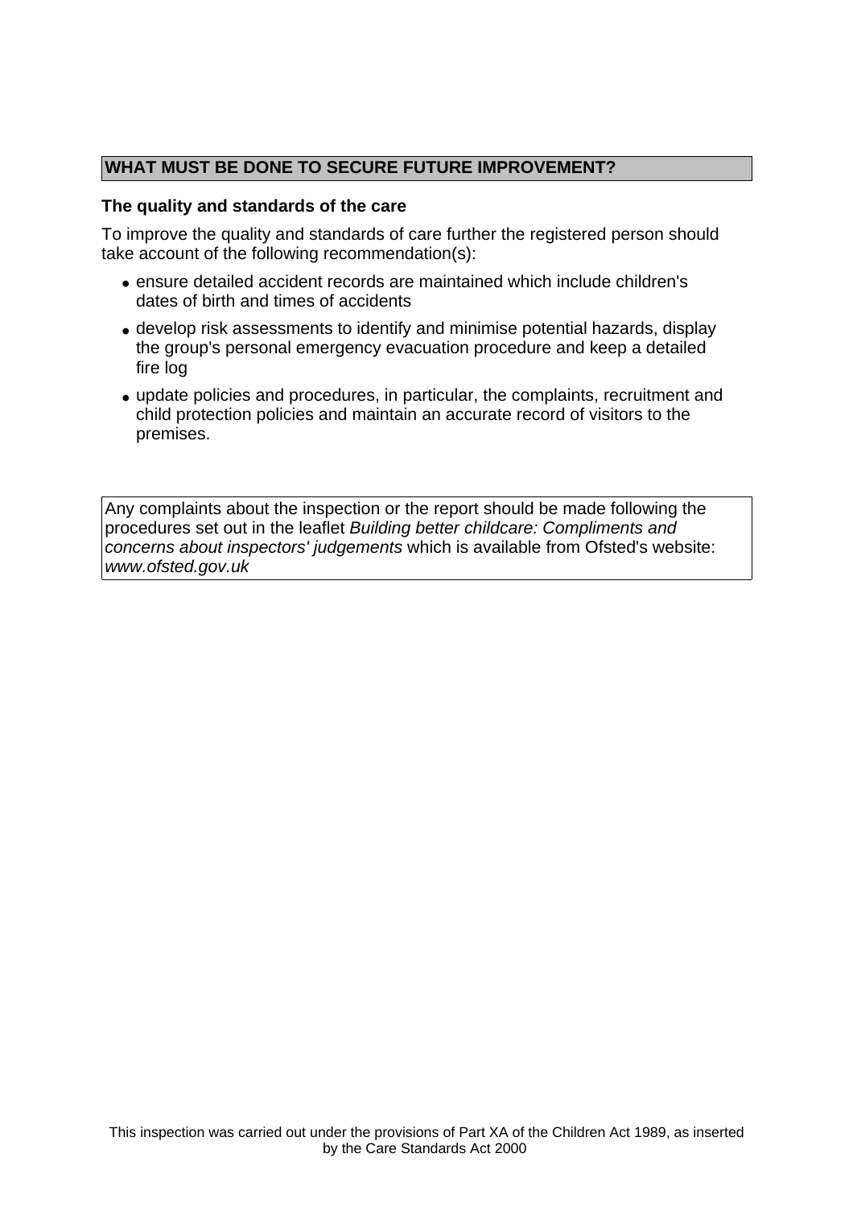## WHAT MUST BE DONE TO SECURE FUTURE IMPROVEMENT?

**The quality and standards of the care**

To improve the quality and standards of care further the registered person should take account of the following recommendation(s):

- ensure detailed accident records are maintained which include children's dates of birth and times of accidents
- develop risk assessments to identify and minimise potential hazards, display the group's personal emergency evacuation procedure and keep a detailed fire log
- update policies and procedures, in particular, the complaints, recruitment and child protection policies and maintain an accurate record of visitors to the premises.

Any complaints about the inspection or the report should be made following the procedures set out in the leaflet *Building better childcare: Compliments and concerns about inspectors' judgements* which is available from Ofsted's website: *www.ofsted.gov.uk*

This inspection was carried out under the provisions of Part XA of the Children Act 1989, as inserted by the Care Standards Act 2000